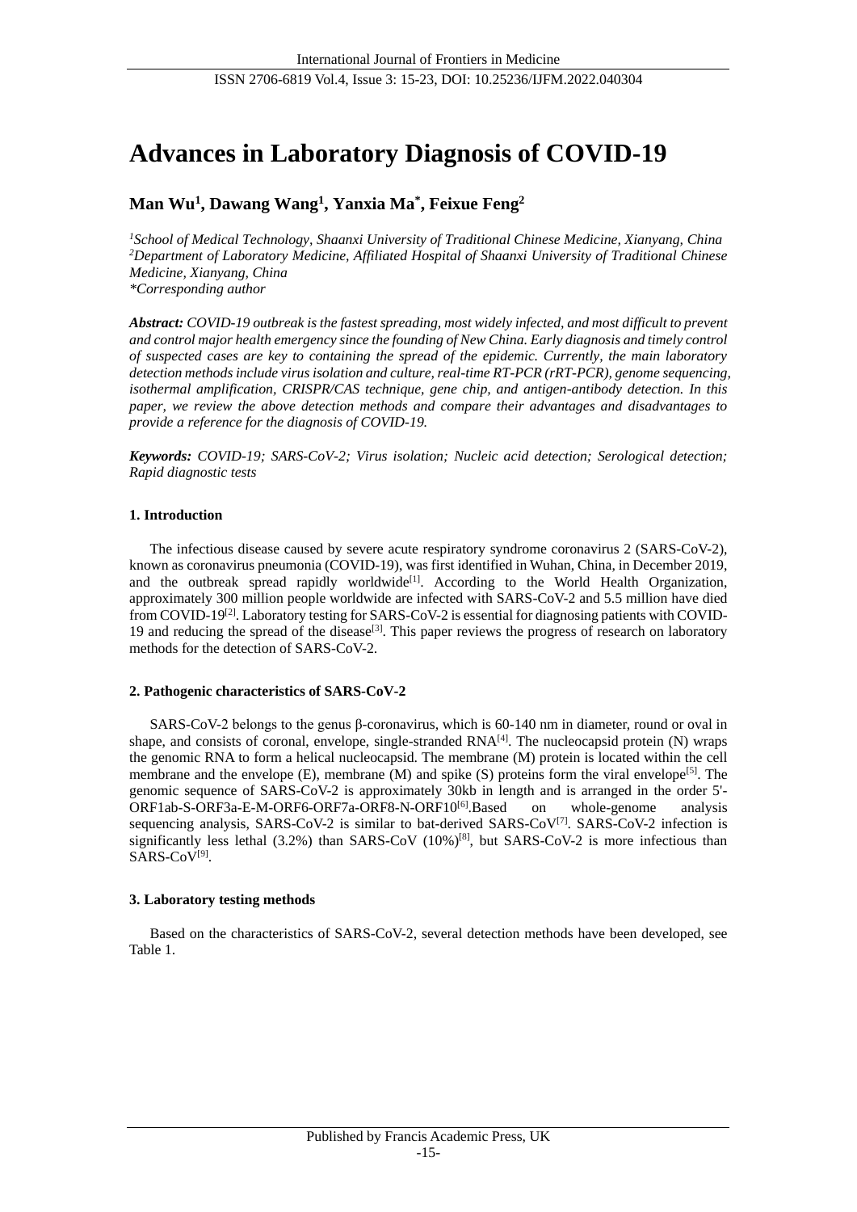# Advances in Laboratory Diagnosis of COVID-19

**Man Wu[1], Dawang Wang[1], Yanxia Ma[*], Feixue Feng[2]**

*[1]School of Medical Technology, Shaanxi University of Traditional Chinese Medicine, Xianyang, China*
*[2]Department of Laboratory Medicine, Affiliated Hospital of Shaanxi University of Traditional Chinese Medicine, Xianyang, China*
*\*Corresponding author*

***Abstract:*** *COVID-19 outbreak is the fastest spreading, most widely infected, and most difficult to prevent and control major health emergency since the founding of New China. Early diagnosis and timely control of suspected cases are key to containing the spread of the epidemic. Currently, the main laboratory detection methods include virus isolation and culture, real-time RT-PCR (rRT-PCR), genome sequencing, isothermal amplification, CRISPR/CAS technique, gene chip, and antigen-antibody detection. In this paper, we review the above detection methods and compare their advantages and disadvantages to provide a reference for the diagnosis of COVID-19.*

***Keywords:*** *COVID-19; SARS-CoV-2; Virus isolation; Nucleic acid detection; Serological detection; Rapid diagnostic tests*

## 1. Introduction

The infectious disease caused by severe acute respiratory syndrome coronavirus 2 (SARS-CoV-2), known as coronavirus pneumonia (COVID-19), was first identified in Wuhan, China, in December 2019, and the outbreak spread rapidly worldwide[1]. According to the World Health Organization, approximately 300 million people worldwide are infected with SARS-CoV-2 and 5.5 million have died from COVID-19[2]. Laboratory testing for SARS-CoV-2 is essential for diagnosing patients with COVID-19 and reducing the spread of the disease[3]. This paper reviews the progress of research on laboratory methods for the detection of SARS-CoV-2.

## 2. Pathogenic characteristics of SARS-CoV-2

SARS-CoV-2 belongs to the genus β-coronavirus, which is 60-140 nm in diameter, round or oval in shape, and consists of coronal, envelope, single-stranded RNA[4]. The nucleocapsid protein (N) wraps the genomic RNA to form a helical nucleocapsid. The membrane (M) protein is located within the cell membrane and the envelope (E), membrane (M) and spike (S) proteins form the viral envelope[5]. The genomic sequence of SARS-CoV-2 is approximately 30kb in length and is arranged in the order 5'-ORF1ab-S-ORF3a-E-M-ORF6-ORF7a-ORF8-N-ORF10[6].Based on whole-genome analysis sequencing analysis, SARS-CoV-2 is similar to bat-derived SARS-CoV[7]. SARS-CoV-2 infection is significantly less lethal (3.2%) than SARS-CoV (10%)[8], but SARS-CoV-2 is more infectious than SARS-CoV[9].

## 3. Laboratory testing methods

Based on the characteristics of SARS-CoV-2, several detection methods have been developed, see Table 1.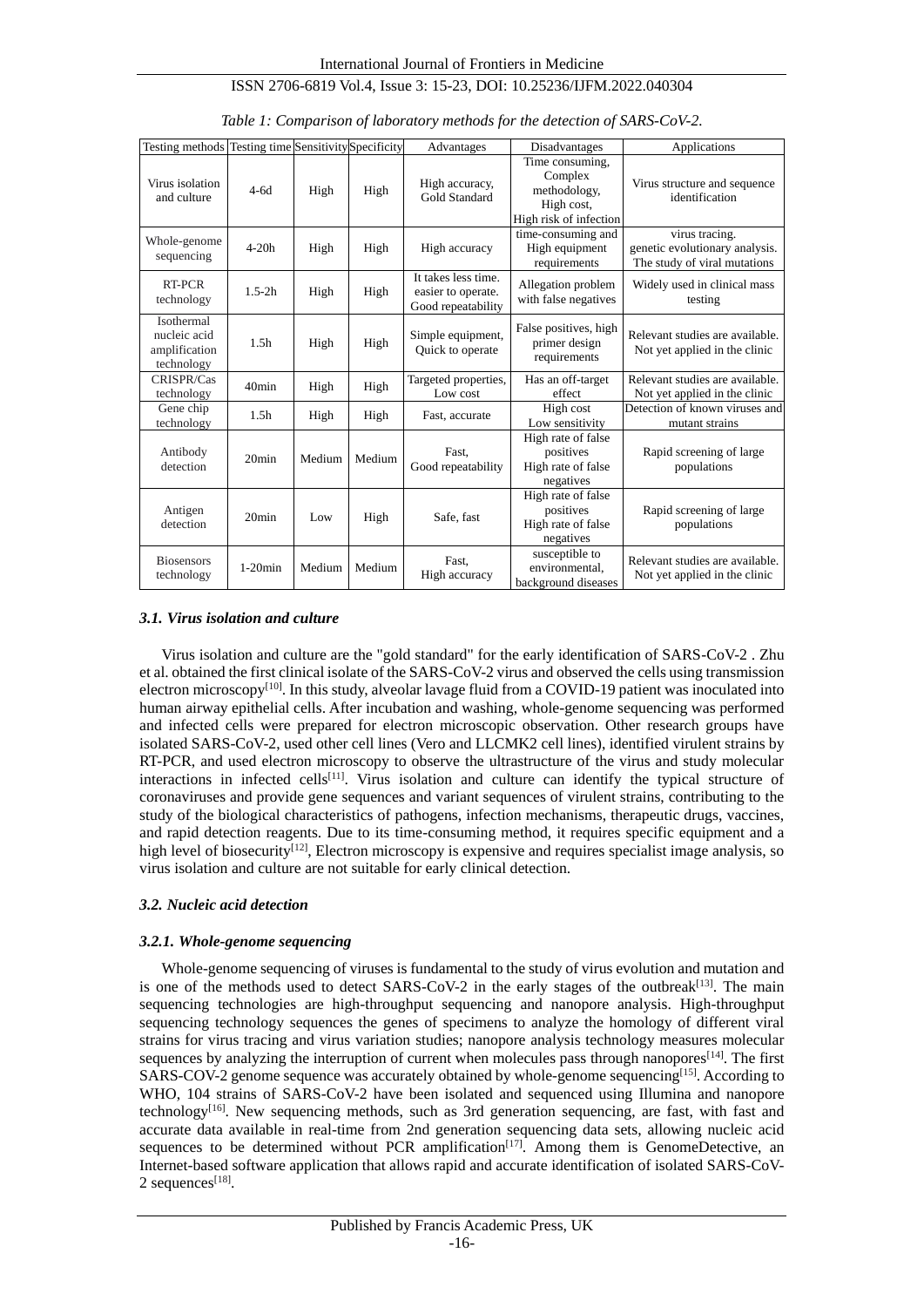*Table 1: Comparison of laboratory methods for the detection of SARS-CoV-2.*

| Testing methods | Testing time | Sensitivity | Specificity | Advantages | Disadvantages | Applications |
|---|---|---|---|---|---|---|
| Virus isolation and culture | 4-6d | High | High | High accuracy, Gold Standard | Time consuming, Complex methodology, High cost, High risk of infection | Virus structure and sequence identification |
| Whole-genome sequencing | 4-20h | High | High | High accuracy | time-consuming and High equipment requirements | virus tracing. genetic evolutionary analysis. The study of viral mutations |
| RT-PCR technology | 1.5-2h | High | High | It takes less time. easier to operate. Good repeatability | Allegation problem with false negatives | Widely used in clinical mass testing |
| Isothermal nucleic acid amplification technology | 1.5h | High | High | Simple equipment, Quick to operate | False positives, high primer design requirements | Relevant studies are available. Not yet applied in the clinic |
| CRISPR/Cas technology | 40min | High | High | Targeted properties, Low cost | Has an off-target effect | Relevant studies are available. Not yet applied in the clinic |
| Gene chip technology | 1.5h | High | High | Fast, accurate | High cost Low sensitivity | Detection of known viruses and mutant strains |
| Antibody detection | 20min | Medium | Medium | Fast, Good repeatability | High rate of false positives High rate of false negatives | Rapid screening of large populations |
| Antigen detection | 20min | Low | High | Safe, fast | High rate of false positives High rate of false negatives | Rapid screening of large populations |
| Biosensors technology | 1-20min | Medium | Medium | Fast, High accuracy | susceptible to environmental, background diseases | Relevant studies are available. Not yet applied in the clinic |

### *3.1. Virus isolation and culture*

Virus isolation and culture are the "gold standard" for the early identification of SARS-CoV-2 . Zhu et al. obtained the first clinical isolate of the SARS-CoV-2 virus and observed the cells using transmission electron microscopy[10]. In this study, alveolar lavage fluid from a COVID-19 patient was inoculated into human airway epithelial cells. After incubation and washing, whole-genome sequencing was performed and infected cells were prepared for electron microscopic observation. Other research groups have isolated SARS-CoV-2, used other cell lines (Vero and LLCMK2 cell lines), identified virulent strains by RT-PCR, and used electron microscopy to observe the ultrastructure of the virus and study molecular interactions in infected cells[11]. Virus isolation and culture can identify the typical structure of coronaviruses and provide gene sequences and variant sequences of virulent strains, contributing to the study of the biological characteristics of pathogens, infection mechanisms, therapeutic drugs, vaccines, and rapid detection reagents. Due to its time-consuming method, it requires specific equipment and a high level of biosecurity[12], Electron microscopy is expensive and requires specialist image analysis, so virus isolation and culture are not suitable for early clinical detection.

### *3.2. Nucleic acid detection*

#### *3.2.1. Whole-genome sequencing*

Whole-genome sequencing of viruses is fundamental to the study of virus evolution and mutation and is one of the methods used to detect SARS-CoV-2 in the early stages of the outbreak[13]. The main sequencing technologies are high-throughput sequencing and nanopore analysis. High-throughput sequencing technology sequences the genes of specimens to analyze the homology of different viral strains for virus tracing and virus variation studies; nanopore analysis technology measures molecular sequences by analyzing the interruption of current when molecules pass through nanopores[14]. The first SARS-COV-2 genome sequence was accurately obtained by whole-genome sequencing[15]. According to WHO, 104 strains of SARS-CoV-2 have been isolated and sequenced using Illumina and nanopore technology[16]. New sequencing methods, such as 3rd generation sequencing, are fast, with fast and accurate data available in real-time from 2nd generation sequencing data sets, allowing nucleic acid sequences to be determined without PCR amplification[17]. Among them is GenomeDetective, an Internet-based software application that allows rapid and accurate identification of isolated SARS-CoV-2 sequences[18].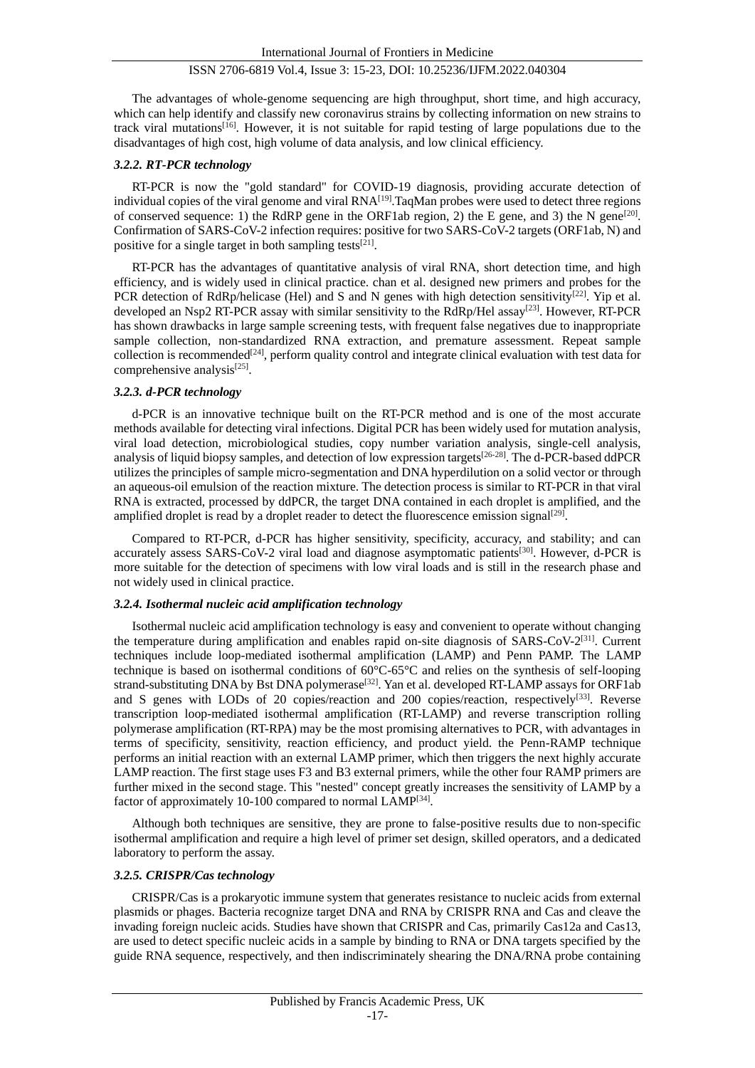The advantages of whole-genome sequencing are high throughput, short time, and high accuracy, which can help identify and classify new coronavirus strains by collecting information on new strains to track viral mutations[16]. However, it is not suitable for rapid testing of large populations due to the disadvantages of high cost, high volume of data analysis, and low clinical efficiency.

### *3.2.2. RT-PCR technology*

RT-PCR is now the "gold standard" for COVID-19 diagnosis, providing accurate detection of individual copies of the viral genome and viral RNA[19].TaqMan probes were used to detect three regions of conserved sequence: 1) the RdRP gene in the ORF1ab region, 2) the E gene, and 3) the N gene[20]. Confirmation of SARS-CoV-2 infection requires: positive for two SARS-CoV-2 targets (ORF1ab, N) and positive for a single target in both sampling tests[21].

RT-PCR has the advantages of quantitative analysis of viral RNA, short detection time, and high efficiency, and is widely used in clinical practice. chan et al. designed new primers and probes for the PCR detection of RdRp/helicase (Hel) and S and N genes with high detection sensitivity[22]. Yip et al. developed an Nsp2 RT-PCR assay with similar sensitivity to the RdRp/Hel assay[23]. However, RT-PCR has shown drawbacks in large sample screening tests, with frequent false negatives due to inappropriate sample collection, non-standardized RNA extraction, and premature assessment. Repeat sample collection is recommended[24], perform quality control and integrate clinical evaluation with test data for comprehensive analysis[25].

### *3.2.3. d-PCR technology*

d-PCR is an innovative technique built on the RT-PCR method and is one of the most accurate methods available for detecting viral infections. Digital PCR has been widely used for mutation analysis, viral load detection, microbiological studies, copy number variation analysis, single-cell analysis, analysis of liquid biopsy samples, and detection of low expression targets[26-28]. The d-PCR-based ddPCR utilizes the principles of sample micro-segmentation and DNA hyperdilution on a solid vector or through an aqueous-oil emulsion of the reaction mixture. The detection process is similar to RT-PCR in that viral RNA is extracted, processed by ddPCR, the target DNA contained in each droplet is amplified, and the amplified droplet is read by a droplet reader to detect the fluorescence emission signal[29].

Compared to RT-PCR, d-PCR has higher sensitivity, specificity, accuracy, and stability; and can accurately assess SARS-CoV-2 viral load and diagnose asymptomatic patients[30]. However, d-PCR is more suitable for the detection of specimens with low viral loads and is still in the research phase and not widely used in clinical practice.

### *3.2.4. Isothermal nucleic acid amplification technology*

Isothermal nucleic acid amplification technology is easy and convenient to operate without changing the temperature during amplification and enables rapid on-site diagnosis of SARS-CoV-2[31]. Current techniques include loop-mediated isothermal amplification (LAMP) and Penn PAMP. The LAMP technique is based on isothermal conditions of 60°C-65°C and relies on the synthesis of self-looping strand-substituting DNA by Bst DNA polymerase[32]. Yan et al. developed RT-LAMP assays for ORF1ab and S genes with LODs of 20 copies/reaction and 200 copies/reaction, respectively[33]. Reverse transcription loop-mediated isothermal amplification (RT-LAMP) and reverse transcription rolling polymerase amplification (RT-RPA) may be the most promising alternatives to PCR, with advantages in terms of specificity, sensitivity, reaction efficiency, and product yield. the Penn-RAMP technique performs an initial reaction with an external LAMP primer, which then triggers the next highly accurate LAMP reaction. The first stage uses F3 and B3 external primers, while the other four RAMP primers are further mixed in the second stage. This "nested" concept greatly increases the sensitivity of LAMP by a factor of approximately 10-100 compared to normal LAMP[34].

Although both techniques are sensitive, they are prone to false-positive results due to non-specific isothermal amplification and require a high level of primer set design, skilled operators, and a dedicated laboratory to perform the assay.

### *3.2.5. CRISPR/Cas technology*

CRISPR/Cas is a prokaryotic immune system that generates resistance to nucleic acids from external plasmids or phages. Bacteria recognize target DNA and RNA by CRISPR RNA and Cas and cleave the invading foreign nucleic acids. Studies have shown that CRISPR and Cas, primarily Cas12a and Cas13, are used to detect specific nucleic acids in a sample by binding to RNA or DNA targets specified by the guide RNA sequence, respectively, and then indiscriminately shearing the DNA/RNA probe containing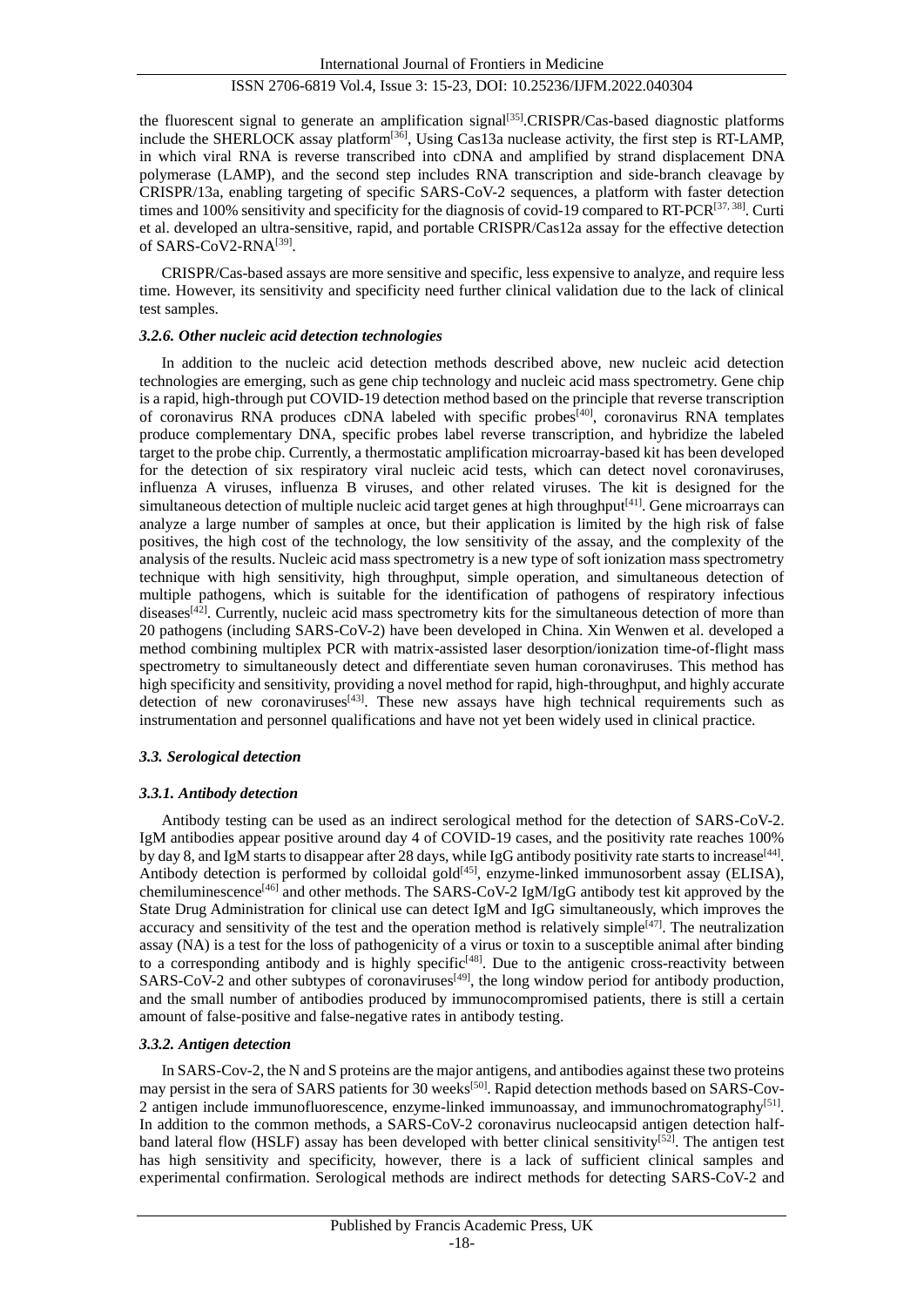the fluorescent signal to generate an amplification signal[35].CRISPR/Cas-based diagnostic platforms include the SHERLOCK assay platform[36], Using Cas13a nuclease activity, the first step is RT-LAMP, in which viral RNA is reverse transcribed into cDNA and amplified by strand displacement DNA polymerase (LAMP), and the second step includes RNA transcription and side-branch cleavage by CRISPR/13a, enabling targeting of specific SARS-CoV-2 sequences, a platform with faster detection times and 100% sensitivity and specificity for the diagnosis of covid-19 compared to RT-PCR[37, 38]. Curti et al. developed an ultra-sensitive, rapid, and portable CRISPR/Cas12a assay for the effective detection of SARS-CoV2-RNA[39].

CRISPR/Cas-based assays are more sensitive and specific, less expensive to analyze, and require less time. However, its sensitivity and specificity need further clinical validation due to the lack of clinical test samples.

#### *3.2.6. Other nucleic acid detection technologies*

In addition to the nucleic acid detection methods described above, new nucleic acid detection technologies are emerging, such as gene chip technology and nucleic acid mass spectrometry. Gene chip is a rapid, high-through put COVID-19 detection method based on the principle that reverse transcription of coronavirus RNA produces cDNA labeled with specific probes[40], coronavirus RNA templates produce complementary DNA, specific probes label reverse transcription, and hybridize the labeled target to the probe chip. Currently, a thermostatic amplification microarray-based kit has been developed for the detection of six respiratory viral nucleic acid tests, which can detect novel coronaviruses, influenza A viruses, influenza B viruses, and other related viruses. The kit is designed for the simultaneous detection of multiple nucleic acid target genes at high throughput[41]. Gene microarrays can analyze a large number of samples at once, but their application is limited by the high risk of false positives, the high cost of the technology, the low sensitivity of the assay, and the complexity of the analysis of the results. Nucleic acid mass spectrometry is a new type of soft ionization mass spectrometry technique with high sensitivity, high throughput, simple operation, and simultaneous detection of multiple pathogens, which is suitable for the identification of pathogens of respiratory infectious diseases[42]. Currently, nucleic acid mass spectrometry kits for the simultaneous detection of more than 20 pathogens (including SARS-CoV-2) have been developed in China. Xin Wenwen et al. developed a method combining multiplex PCR with matrix-assisted laser desorption/ionization time-of-flight mass spectrometry to simultaneously detect and differentiate seven human coronaviruses. This method has high specificity and sensitivity, providing a novel method for rapid, high-throughput, and highly accurate detection of new coronaviruses[43]. These new assays have high technical requirements such as instrumentation and personnel qualifications and have not yet been widely used in clinical practice.

### *3.3. Serological detection*

#### *3.3.1. Antibody detection*

Antibody testing can be used as an indirect serological method for the detection of SARS-CoV-2. IgM antibodies appear positive around day 4 of COVID-19 cases, and the positivity rate reaches 100% by day 8, and IgM starts to disappear after 28 days, while IgG antibody positivity rate starts to increase[44]. Antibody detection is performed by colloidal gold[45], enzyme-linked immunosorbent assay (ELISA), chemiluminescence[46] and other methods. The SARS-CoV-2 IgM/IgG antibody test kit approved by the State Drug Administration for clinical use can detect IgM and IgG simultaneously, which improves the accuracy and sensitivity of the test and the operation method is relatively simple[47]. The neutralization assay (NA) is a test for the loss of pathogenicity of a virus or toxin to a susceptible animal after binding to a corresponding antibody and is highly specific[48]. Due to the antigenic cross-reactivity between SARS-CoV-2 and other subtypes of coronaviruses[49], the long window period for antibody production, and the small number of antibodies produced by immunocompromised patients, there is still a certain amount of false-positive and false-negative rates in antibody testing.

#### *3.3.2. Antigen detection*

In SARS-Cov-2, the N and S proteins are the major antigens, and antibodies against these two proteins may persist in the sera of SARS patients for 30 weeks[50]. Rapid detection methods based on SARS-Cov-2 antigen include immunofluorescence, enzyme-linked immunoassay, and immunochromatography[51]. In addition to the common methods, a SARS-CoV-2 coronavirus nucleocapsid antigen detection half-band lateral flow (HSLF) assay has been developed with better clinical sensitivity[52]. The antigen test has high sensitivity and specificity, however, there is a lack of sufficient clinical samples and experimental confirmation. Serological methods are indirect methods for detecting SARS-CoV-2 and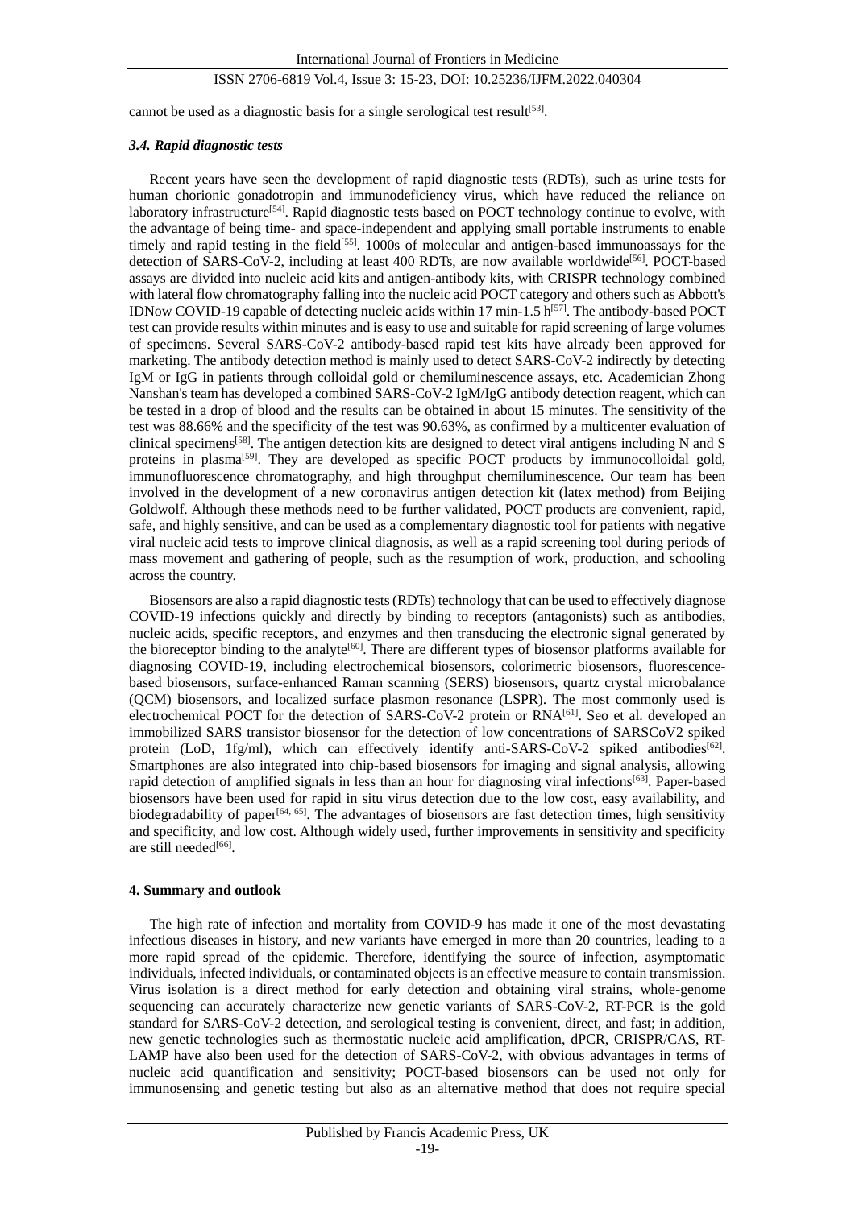cannot be used as a diagnostic basis for a single serological test result[53].

### *3.4. Rapid diagnostic tests*

Recent years have seen the development of rapid diagnostic tests (RDTs), such as urine tests for human chorionic gonadotropin and immunodeficiency virus, which have reduced the reliance on laboratory infrastructure[54]. Rapid diagnostic tests based on POCT technology continue to evolve, with the advantage of being time- and space-independent and applying small portable instruments to enable timely and rapid testing in the field[55]. 1000s of molecular and antigen-based immunoassays for the detection of SARS-CoV-2, including at least 400 RDTs, are now available worldwide[56]. POCT-based assays are divided into nucleic acid kits and antigen-antibody kits, with CRISPR technology combined with lateral flow chromatography falling into the nucleic acid POCT category and others such as Abbott's IDNow COVID-19 capable of detecting nucleic acids within 17 min-1.5 h[57]. The antibody-based POCT test can provide results within minutes and is easy to use and suitable for rapid screening of large volumes of specimens. Several SARS-CoV-2 antibody-based rapid test kits have already been approved for marketing. The antibody detection method is mainly used to detect SARS-CoV-2 indirectly by detecting IgM or IgG in patients through colloidal gold or chemiluminescence assays, etc. Academician Zhong Nanshan's team has developed a combined SARS-CoV-2 IgM/IgG antibody detection reagent, which can be tested in a drop of blood and the results can be obtained in about 15 minutes. The sensitivity of the test was 88.66% and the specificity of the test was 90.63%, as confirmed by a multicenter evaluation of clinical specimens[58]. The antigen detection kits are designed to detect viral antigens including N and S proteins in plasma[59]. They are developed as specific POCT products by immunocolloidal gold, immunofluorescence chromatography, and high throughput chemiluminescence. Our team has been involved in the development of a new coronavirus antigen detection kit (latex method) from Beijing Goldwolf. Although these methods need to be further validated, POCT products are convenient, rapid, safe, and highly sensitive, and can be used as a complementary diagnostic tool for patients with negative viral nucleic acid tests to improve clinical diagnosis, as well as a rapid screening tool during periods of mass movement and gathering of people, such as the resumption of work, production, and schooling across the country.

Biosensors are also a rapid diagnostic tests (RDTs) technology that can be used to effectively diagnose COVID-19 infections quickly and directly by binding to receptors (antagonists) such as antibodies, nucleic acids, specific receptors, and enzymes and then transducing the electronic signal generated by the bioreceptor binding to the analyte[60]. There are different types of biosensor platforms available for diagnosing COVID-19, including electrochemical biosensors, colorimetric biosensors, fluorescence-based biosensors, surface-enhanced Raman scanning (SERS) biosensors, quartz crystal microbalance (QCM) biosensors, and localized surface plasmon resonance (LSPR). The most commonly used is electrochemical POCT for the detection of SARS-CoV-2 protein or RNA[61]. Seo et al. developed an immobilized SARS transistor biosensor for the detection of low concentrations of SARSCoV2 spiked protein (LoD, 1fg/ml), which can effectively identify anti-SARS-CoV-2 spiked antibodies[62]. Smartphones are also integrated into chip-based biosensors for imaging and signal analysis, allowing rapid detection of amplified signals in less than an hour for diagnosing viral infections[63]. Paper-based biosensors have been used for rapid in situ virus detection due to the low cost, easy availability, and biodegradability of paper[64, 65]. The advantages of biosensors are fast detection times, high sensitivity and specificity, and low cost. Although widely used, further improvements in sensitivity and specificity are still needed[66].

## 4. Summary and outlook

The high rate of infection and mortality from COVID-9 has made it one of the most devastating infectious diseases in history, and new variants have emerged in more than 20 countries, leading to a more rapid spread of the epidemic. Therefore, identifying the source of infection, asymptomatic individuals, infected individuals, or contaminated objects is an effective measure to contain transmission. Virus isolation is a direct method for early detection and obtaining viral strains, whole-genome sequencing can accurately characterize new genetic variants of SARS-CoV-2, RT-PCR is the gold standard for SARS-CoV-2 detection, and serological testing is convenient, direct, and fast; in addition, new genetic technologies such as thermostatic nucleic acid amplification, dPCR, CRISPR/CAS, RT-LAMP have also been used for the detection of SARS-CoV-2, with obvious advantages in terms of nucleic acid quantification and sensitivity; POCT-based biosensors can be used not only for immunosensing and genetic testing but also as an alternative method that does not require special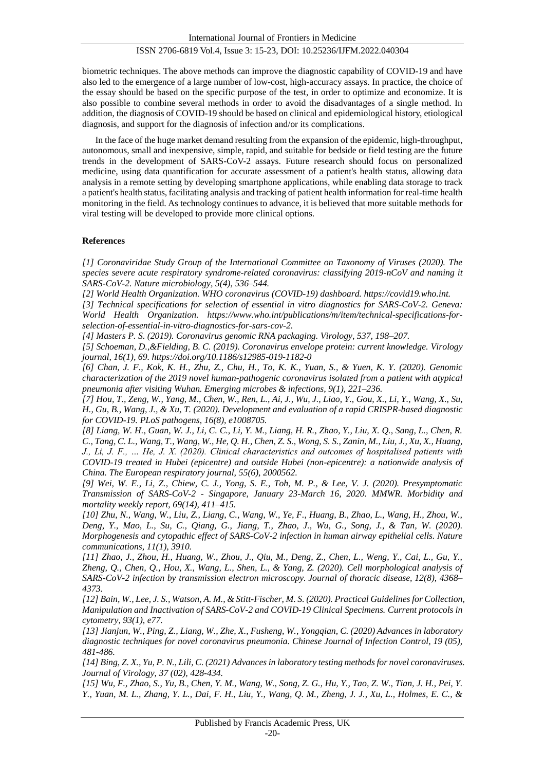biometric techniques. The above methods can improve the diagnostic capability of COVID-19 and have also led to the emergence of a large number of low-cost, high-accuracy assays. In practice, the choice of the essay should be based on the specific purpose of the test, in order to optimize and economize. It is also possible to combine several methods in order to avoid the disadvantages of a single method. In addition, the diagnosis of COVID-19 should be based on clinical and epidemiological history, etiological diagnosis, and support for the diagnosis of infection and/or its complications.

In the face of the huge market demand resulting from the expansion of the epidemic, high-throughput, autonomous, small and inexpensive, simple, rapid, and suitable for bedside or field testing are the future trends in the development of SARS-CoV-2 assays. Future research should focus on personalized medicine, using data quantification for accurate assessment of a patient's health status, allowing data analysis in a remote setting by developing smartphone applications, while enabling data storage to track a patient's health status, facilitating analysis and tracking of patient health information for real-time health monitoring in the field. As technology continues to advance, it is believed that more suitable methods for viral testing will be developed to provide more clinical options.

## References

*[1] Coronaviridae Study Group of the International Committee on Taxonomy of Viruses (2020). The species severe acute respiratory syndrome-related coronavirus: classifying 2019-nCoV and naming it SARS-CoV-2. Nature microbiology, 5(4), 536–544.*

*[2] World Health Organization. WHO coronavirus (COVID-19) dashboard. https://covid19.who.int.*

*[3] Technical specifications for selection of essential in vitro diagnostics for SARS-CoV-2. Geneva: World Health Organization. https://www.who.int/publications/m/item/technical-specifications-for-selection-of-essential-in-vitro-diagnostics-for-sars-cov-2.*

*[4] Masters P. S. (2019). Coronavirus genomic RNA packaging. Virology, 537, 198–207.*

*[5] Schoeman, D.,&Fielding, B. C. (2019). Coronavirus envelope protein: current knowledge. Virology journal, 16(1), 69. https://doi.org/10.1186/s12985-019-1182-0*

*[6] Chan, J. F., Kok, K. H., Zhu, Z., Chu, H., To, K. K., Yuan, S., & Yuen, K. Y. (2020). Genomic characterization of the 2019 novel human-pathogenic coronavirus isolated from a patient with atypical pneumonia after visiting Wuhan. Emerging microbes & infections, 9(1), 221–236.*

*[7] Hou, T., Zeng, W., Yang, M., Chen, W., Ren, L., Ai, J., Wu, J., Liao, Y., Gou, X., Li, Y., Wang, X., Su, H., Gu, B., Wang, J., & Xu, T. (2020). Development and evaluation of a rapid CRISPR-based diagnostic for COVID-19. PLoS pathogens, 16(8), e1008705.*

*[8] Liang, W. H., Guan, W. J., Li, C. C., Li, Y. M., Liang, H. R., Zhao, Y., Liu, X. Q., Sang, L., Chen, R. C., Tang, C. L., Wang, T., Wang, W., He, Q. H., Chen, Z. S., Wong, S. S., Zanin, M., Liu, J., Xu, X., Huang, J., Li, J. F., … He, J. X. (2020). Clinical characteristics and outcomes of hospitalised patients with COVID-19 treated in Hubei (epicentre) and outside Hubei (non-epicentre): a nationwide analysis of China. The European respiratory journal, 55(6), 2000562.*

*[9] Wei, W. E., Li, Z., Chiew, C. J., Yong, S. E., Toh, M. P., & Lee, V. J. (2020). Presymptomatic Transmission of SARS-CoV-2 - Singapore, January 23-March 16, 2020. MMWR. Morbidity and mortality weekly report, 69(14), 411–415.*

*[10] Zhu, N., Wang, W., Liu, Z., Liang, C., Wang, W., Ye, F., Huang, B., Zhao, L., Wang, H., Zhou, W., Deng, Y., Mao, L., Su, C., Qiang, G., Jiang, T., Zhao, J., Wu, G., Song, J., & Tan, W. (2020). Morphogenesis and cytopathic effect of SARS-CoV-2 infection in human airway epithelial cells. Nature communications, 11(1), 3910.*

*[11] Zhao, J., Zhou, H., Huang, W., Zhou, J., Qiu, M., Deng, Z., Chen, L., Weng, Y., Cai, L., Gu, Y., Zheng, Q., Chen, Q., Hou, X., Wang, L., Shen, L., & Yang, Z. (2020). Cell morphological analysis of SARS-CoV-2 infection by transmission electron microscopy. Journal of thoracic disease, 12(8), 4368–4373.*

*[12] Bain, W., Lee, J. S., Watson, A. M., & Stitt-Fischer, M. S. (2020). Practical Guidelines for Collection, Manipulation and Inactivation of SARS-CoV-2 and COVID-19 Clinical Specimens. Current protocols in cytometry, 93(1), e77.*

*[13] Jianjun, W., Ping, Z., Liang, W., Zhe, X., Fusheng, W., Yongqian, C. (2020) Advances in laboratory diagnostic techniques for novel coronavirus pneumonia. Chinese Journal of Infection Control, 19 (05), 481-486.*

*[14] Bing, Z. X., Yu, P. N., Lili, C. (2021) Advances in laboratory testing methods for novel coronaviruses. Journal of Virology, 37 (02), 428-434.*

*[15] Wu, F., Zhao, S., Yu, B., Chen, Y. M., Wang, W., Song, Z. G., Hu, Y., Tao, Z. W., Tian, J. H., Pei, Y. Y., Yuan, M. L., Zhang, Y. L., Dai, F. H., Liu, Y., Wang, Q. M., Zheng, J. J., Xu, L., Holmes, E. C., &*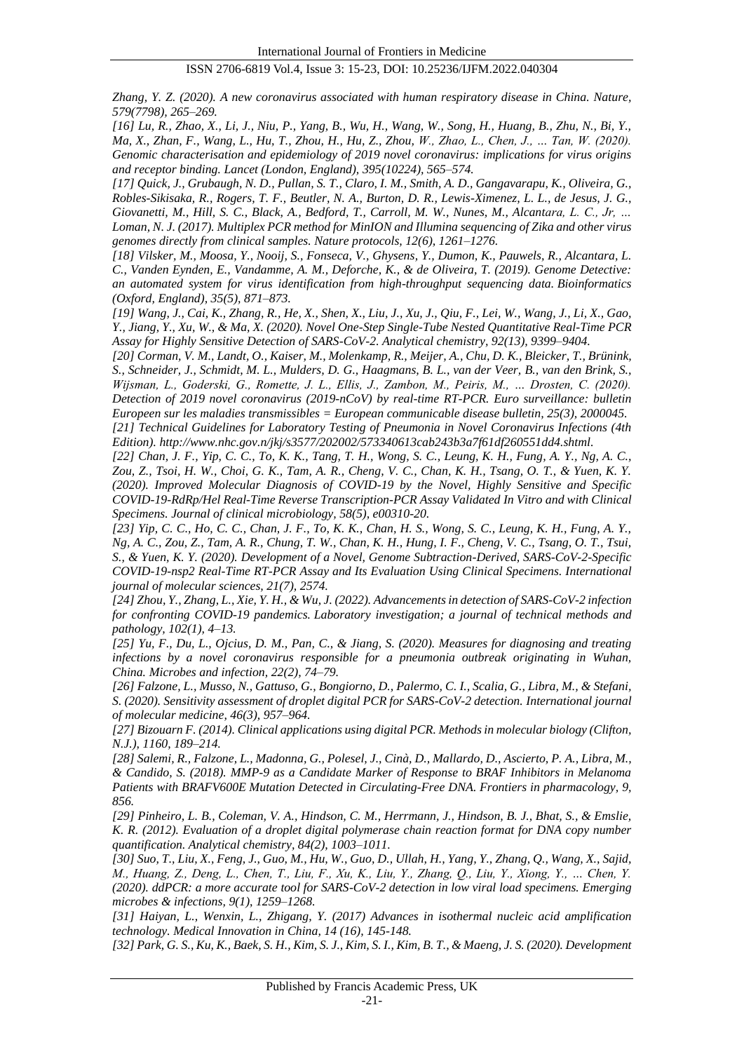*Zhang, Y. Z. (2020). A new coronavirus associated with human respiratory disease in China. Nature, 579(7798), 265–269.*

*[16] Lu, R., Zhao, X., Li, J., Niu, P., Yang, B., Wu, H., Wang, W., Song, H., Huang, B., Zhu, N., Bi, Y., Ma, X., Zhan, F., Wang, L., Hu, T., Zhou, H., Hu, Z., Zhou, W., Zhao, L., Chen, J., … Tan, W. (2020). Genomic characterisation and epidemiology of 2019 novel coronavirus: implications for virus origins and receptor binding. Lancet (London, England), 395(10224), 565–574.*

*[17] Quick, J., Grubaugh, N. D., Pullan, S. T., Claro, I. M., Smith, A. D., Gangavarapu, K., Oliveira, G., Robles-Sikisaka, R., Rogers, T. F., Beutler, N. A., Burton, D. R., Lewis-Ximenez, L. L., de Jesus, J. G., Giovanetti, M., Hill, S. C., Black, A., Bedford, T., Carroll, M. W., Nunes, M., Alcantara, L. C., Jr, … Loman, N. J. (2017). Multiplex PCR method for MinION and Illumina sequencing of Zika and other virus genomes directly from clinical samples. Nature protocols, 12(6), 1261–1276.*

*[18] Vilsker, M., Moosa, Y., Nooij, S., Fonseca, V., Ghysens, Y., Dumon, K., Pauwels, R., Alcantara, L. C., Vanden Eynden, E., Vandamme, A. M., Deforche, K., & de Oliveira, T. (2019). Genome Detective: an automated system for virus identification from high-throughput sequencing data. Bioinformatics (Oxford, England), 35(5), 871–873.*

*[19] Wang, J., Cai, K., Zhang, R., He, X., Shen, X., Liu, J., Xu, J., Qiu, F., Lei, W., Wang, J., Li, X., Gao, Y., Jiang, Y., Xu, W., & Ma, X. (2020). Novel One-Step Single-Tube Nested Quantitative Real-Time PCR Assay for Highly Sensitive Detection of SARS-CoV-2. Analytical chemistry, 92(13), 9399–9404.*

*[20] Corman, V. M., Landt, O., Kaiser, M., Molenkamp, R., Meijer, A., Chu, D. K., Bleicker, T., Brünink, S., Schneider, J., Schmidt, M. L., Mulders, D. G., Haagmans, B. L., van der Veer, B., van den Brink, S., Wijsman, L., Goderski, G., Romette, J. L., Ellis, J., Zambon, M., Peiris, M., … Drosten, C. (2020). Detection of 2019 novel coronavirus (2019-nCoV) by real-time RT-PCR. Euro surveillance: bulletin Europeen sur les maladies transmissibles = European communicable disease bulletin, 25(3), 2000045.*

*[21] Technical Guidelines for Laboratory Testing of Pneumonia in Novel Coronavirus Infections (4th Edition). http://www.nhc.gov.n/jkj/s3577/202002/573340613cab243b3a7f61df260551dd4.shtml.*

*[22] Chan, J. F., Yip, C. C., To, K. K., Tang, T. H., Wong, S. C., Leung, K. H., Fung, A. Y., Ng, A. C., Zou, Z., Tsoi, H. W., Choi, G. K., Tam, A. R., Cheng, V. C., Chan, K. H., Tsang, O. T., & Yuen, K. Y. (2020). Improved Molecular Diagnosis of COVID-19 by the Novel, Highly Sensitive and Specific COVID-19-RdRp/Hel Real-Time Reverse Transcription-PCR Assay Validated In Vitro and with Clinical Specimens. Journal of clinical microbiology, 58(5), e00310-20.*

*[23] Yip, C. C., Ho, C. C., Chan, J. F., To, K. K., Chan, H. S., Wong, S. C., Leung, K. H., Fung, A. Y., Ng, A. C., Zou, Z., Tam, A. R., Chung, T. W., Chan, K. H., Hung, I. F., Cheng, V. C., Tsang, O. T., Tsui, S., & Yuen, K. Y. (2020). Development of a Novel, Genome Subtraction-Derived, SARS-CoV-2-Specific COVID-19-nsp2 Real-Time RT-PCR Assay and Its Evaluation Using Clinical Specimens. International journal of molecular sciences, 21(7), 2574.*

*[24] Zhou, Y., Zhang, L., Xie, Y. H., & Wu, J. (2022). Advancements in detection of SARS-CoV-2 infection for confronting COVID-19 pandemics. Laboratory investigation; a journal of technical methods and pathology, 102(1), 4–13.*

*[25] Yu, F., Du, L., Ojcius, D. M., Pan, C., & Jiang, S. (2020). Measures for diagnosing and treating infections by a novel coronavirus responsible for a pneumonia outbreak originating in Wuhan, China. Microbes and infection, 22(2), 74–79.*

*[26] Falzone, L., Musso, N., Gattuso, G., Bongiorno, D., Palermo, C. I., Scalia, G., Libra, M., & Stefani, S. (2020). Sensitivity assessment of droplet digital PCR for SARS-CoV-2 detection. International journal of molecular medicine, 46(3), 957–964.*

*[27] Bizouarn F. (2014). Clinical applications using digital PCR. Methods in molecular biology (Clifton, N.J.), 1160, 189–214.*

*[28] Salemi, R., Falzone, L., Madonna, G., Polesel, J., Cinà, D., Mallardo, D., Ascierto, P. A., Libra, M., & Candido, S. (2018). MMP-9 as a Candidate Marker of Response to BRAF Inhibitors in Melanoma Patients with BRAFV600E Mutation Detected in Circulating-Free DNA. Frontiers in pharmacology, 9, 856.*

*[29] Pinheiro, L. B., Coleman, V. A., Hindson, C. M., Herrmann, J., Hindson, B. J., Bhat, S., & Emslie, K. R. (2012). Evaluation of a droplet digital polymerase chain reaction format for DNA copy number quantification. Analytical chemistry, 84(2), 1003–1011.*

*[30] Suo, T., Liu, X., Feng, J., Guo, M., Hu, W., Guo, D., Ullah, H., Yang, Y., Zhang, Q., Wang, X., Sajid, M., Huang, Z., Deng, L., Chen, T., Liu, F., Xu, K., Liu, Y., Zhang, Q., Liu, Y., Xiong, Y., … Chen, Y. (2020). ddPCR: a more accurate tool for SARS-CoV-2 detection in low viral load specimens. Emerging microbes & infections, 9(1), 1259–1268.*

*[31] Haiyan, L., Wenxin, L., Zhigang, Y. (2017) Advances in isothermal nucleic acid amplification technology. Medical Innovation in China, 14 (16), 145-148.*

*[32] Park, G. S., Ku, K., Baek, S. H., Kim, S. J., Kim, S. I., Kim, B. T., & Maeng, J. S. (2020). Development*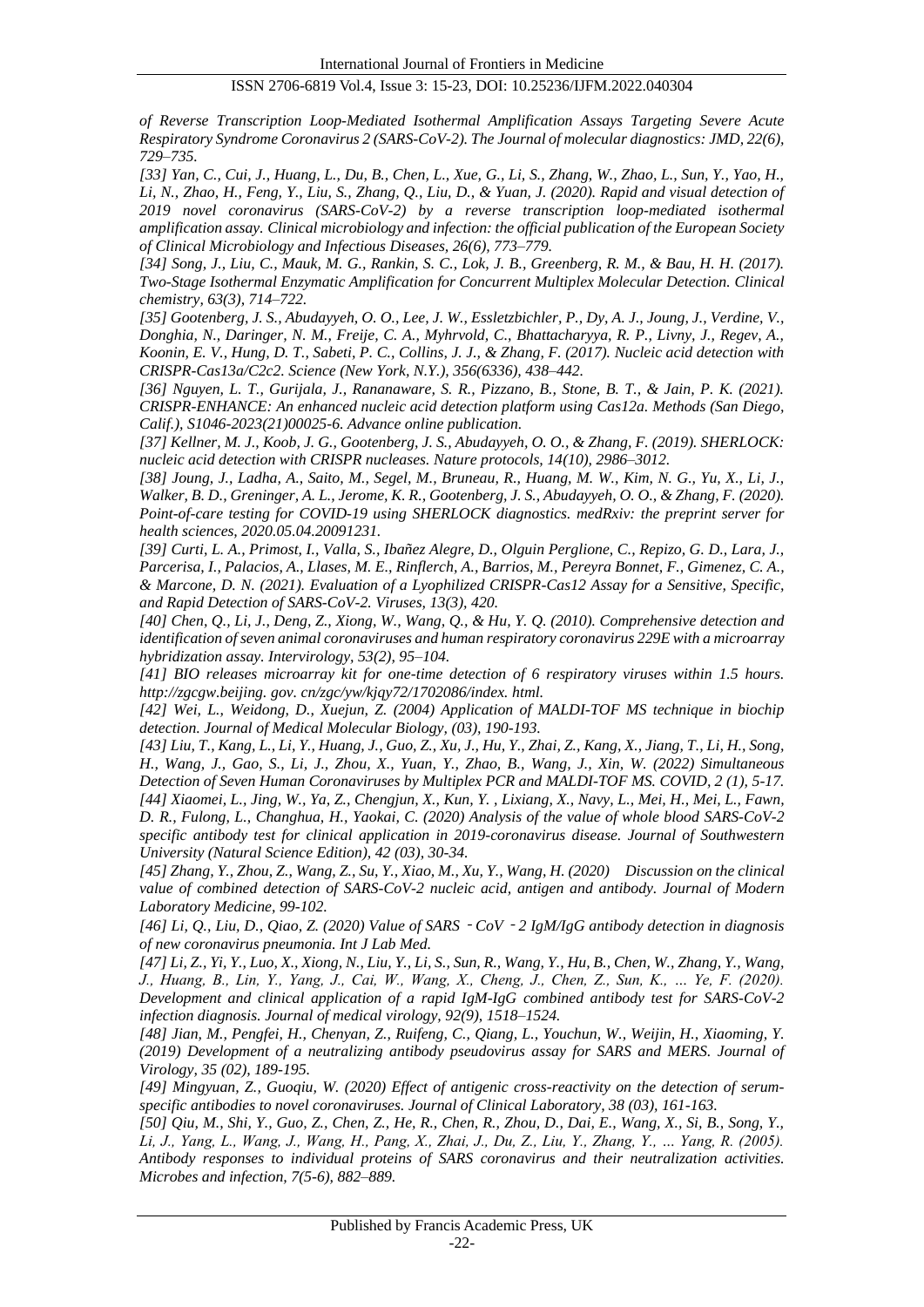*of Reverse Transcription Loop-Mediated Isothermal Amplification Assays Targeting Severe Acute Respiratory Syndrome Coronavirus 2 (SARS-CoV-2). The Journal of molecular diagnostics: JMD, 22(6), 729–735.*

*[33] Yan, C., Cui, J., Huang, L., Du, B., Chen, L., Xue, G., Li, S., Zhang, W., Zhao, L., Sun, Y., Yao, H., Li, N., Zhao, H., Feng, Y., Liu, S., Zhang, Q., Liu, D., & Yuan, J. (2020). Rapid and visual detection of 2019 novel coronavirus (SARS-CoV-2) by a reverse transcription loop-mediated isothermal amplification assay. Clinical microbiology and infection: the official publication of the European Society of Clinical Microbiology and Infectious Diseases, 26(6), 773–779.*

*[34] Song, J., Liu, C., Mauk, M. G., Rankin, S. C., Lok, J. B., Greenberg, R. M., & Bau, H. H. (2017). Two-Stage Isothermal Enzymatic Amplification for Concurrent Multiplex Molecular Detection. Clinical chemistry, 63(3), 714–722.*

*[35] Gootenberg, J. S., Abudayyeh, O. O., Lee, J. W., Essletzbichler, P., Dy, A. J., Joung, J., Verdine, V., Donghia, N., Daringer, N. M., Freije, C. A., Myhrvold, C., Bhattacharyya, R. P., Livny, J., Regev, A., Koonin, E. V., Hung, D. T., Sabeti, P. C., Collins, J. J., & Zhang, F. (2017). Nucleic acid detection with CRISPR-Cas13a/C2c2. Science (New York, N.Y.), 356(6336), 438–442.*

*[36] Nguyen, L. T., Gurijala, J., Rananaware, S. R., Pizzano, B., Stone, B. T., & Jain, P. K. (2021). CRISPR-ENHANCE: An enhanced nucleic acid detection platform using Cas12a. Methods (San Diego, Calif.), S1046-2023(21)00025-6. Advance online publication.*

*[37] Kellner, M. J., Koob, J. G., Gootenberg, J. S., Abudayyeh, O. O., & Zhang, F. (2019). SHERLOCK: nucleic acid detection with CRISPR nucleases. Nature protocols, 14(10), 2986–3012.*

*[38] Joung, J., Ladha, A., Saito, M., Segel, M., Bruneau, R., Huang, M. W., Kim, N. G., Yu, X., Li, J., Walker, B. D., Greninger, A. L., Jerome, K. R., Gootenberg, J. S., Abudayyeh, O. O., & Zhang, F. (2020). Point-of-care testing for COVID-19 using SHERLOCK diagnostics. medRxiv: the preprint server for health sciences, 2020.05.04.20091231.*

*[39] Curti, L. A., Primost, I., Valla, S., Ibañez Alegre, D., Olguin Perglione, C., Repizo, G. D., Lara, J., Parcerisa, I., Palacios, A., Llases, M. E., Rinflerch, A., Barrios, M., Pereyra Bonnet, F., Gimenez, C. A., & Marcone, D. N. (2021). Evaluation of a Lyophilized CRISPR-Cas12 Assay for a Sensitive, Specific, and Rapid Detection of SARS-CoV-2. Viruses, 13(3), 420.*

*[40] Chen, Q., Li, J., Deng, Z., Xiong, W., Wang, Q., & Hu, Y. Q. (2010). Comprehensive detection and identification of seven animal coronaviruses and human respiratory coronavirus 229E with a microarray hybridization assay. Intervirology, 53(2), 95–104.*

*[41] BIO releases microarray kit for one-time detection of 6 respiratory viruses within 1.5 hours. http://zgcgw.beijing. gov. cn/zgc/yw/kjqy72/1702086/index. html.*

*[42] Wei, L., Weidong, D., Xuejun, Z. (2004) Application of MALDI-TOF MS technique in biochip detection. Journal of Medical Molecular Biology, (03), 190-193.*

*[43] Liu, T., Kang, L., Li, Y., Huang, J., Guo, Z., Xu, J., Hu, Y., Zhai, Z., Kang, X., Jiang, T., Li, H., Song, H., Wang, J., Gao, S., Li, J., Zhou, X., Yuan, Y., Zhao, B., Wang, J., Xin, W. (2022) Simultaneous Detection of Seven Human Coronaviruses by Multiplex PCR and MALDI-TOF MS. COVID, 2 (1), 5-17.*

*[44] Xiaomei, L., Jing, W., Ya, Z., Chengjun, X., Kun, Y. , Lixiang, X., Navy, L., Mei, H., Mei, L., Fawn, D. R., Fulong, L., Changhua, H., Yaokai, C. (2020) Analysis of the value of whole blood SARS-CoV-2 specific antibody test for clinical application in 2019-coronavirus disease. Journal of Southwestern University (Natural Science Edition), 42 (03), 30-34.*

*[45] Zhang, Y., Zhou, Z., Wang, Z., Su, Y., Xiao, M., Xu, Y., Wang, H. (2020) Discussion on the clinical value of combined detection of SARS-CoV-2 nucleic acid, antigen and antibody. Journal of Modern Laboratory Medicine, 99-102.*

*[46] Li, Q., Liu, D., Qiao, Z. (2020) Value of SARS ‑ CoV ‑ 2 IgM/IgG antibody detection in diagnosis of new coronavirus pneumonia. Int J Lab Med.*

*[47] Li, Z., Yi, Y., Luo, X., Xiong, N., Liu, Y., Li, S., Sun, R., Wang, Y., Hu, B., Chen, W., Zhang, Y., Wang, J., Huang, B., Lin, Y., Yang, J., Cai, W., Wang, X., Cheng, J., Chen, Z., Sun, K., … Ye, F. (2020). Development and clinical application of a rapid IgM-IgG combined antibody test for SARS-CoV-2 infection diagnosis. Journal of medical virology, 92(9), 1518–1524.*

*[48] Jian, M., Pengfei, H., Chenyan, Z., Ruifeng, C., Qiang, L., Youchun, W., Weijin, H., Xiaoming, Y. (2019) Development of a neutralizing antibody pseudovirus assay for SARS and MERS. Journal of Virology, 35 (02), 189-195.*

*[49] Mingyuan, Z., Guoqiu, W. (2020) Effect of antigenic cross-reactivity on the detection of serum-specific antibodies to novel coronaviruses. Journal of Clinical Laboratory, 38 (03), 161-163.*

*[50] Qiu, M., Shi, Y., Guo, Z., Chen, Z., He, R., Chen, R., Zhou, D., Dai, E., Wang, X., Si, B., Song, Y., Li, J., Yang, L., Wang, J., Wang, H., Pang, X., Zhai, J., Du, Z., Liu, Y., Zhang, Y., … Yang, R. (2005). Antibody responses to individual proteins of SARS coronavirus and their neutralization activities. Microbes and infection, 7(5-6), 882–889.*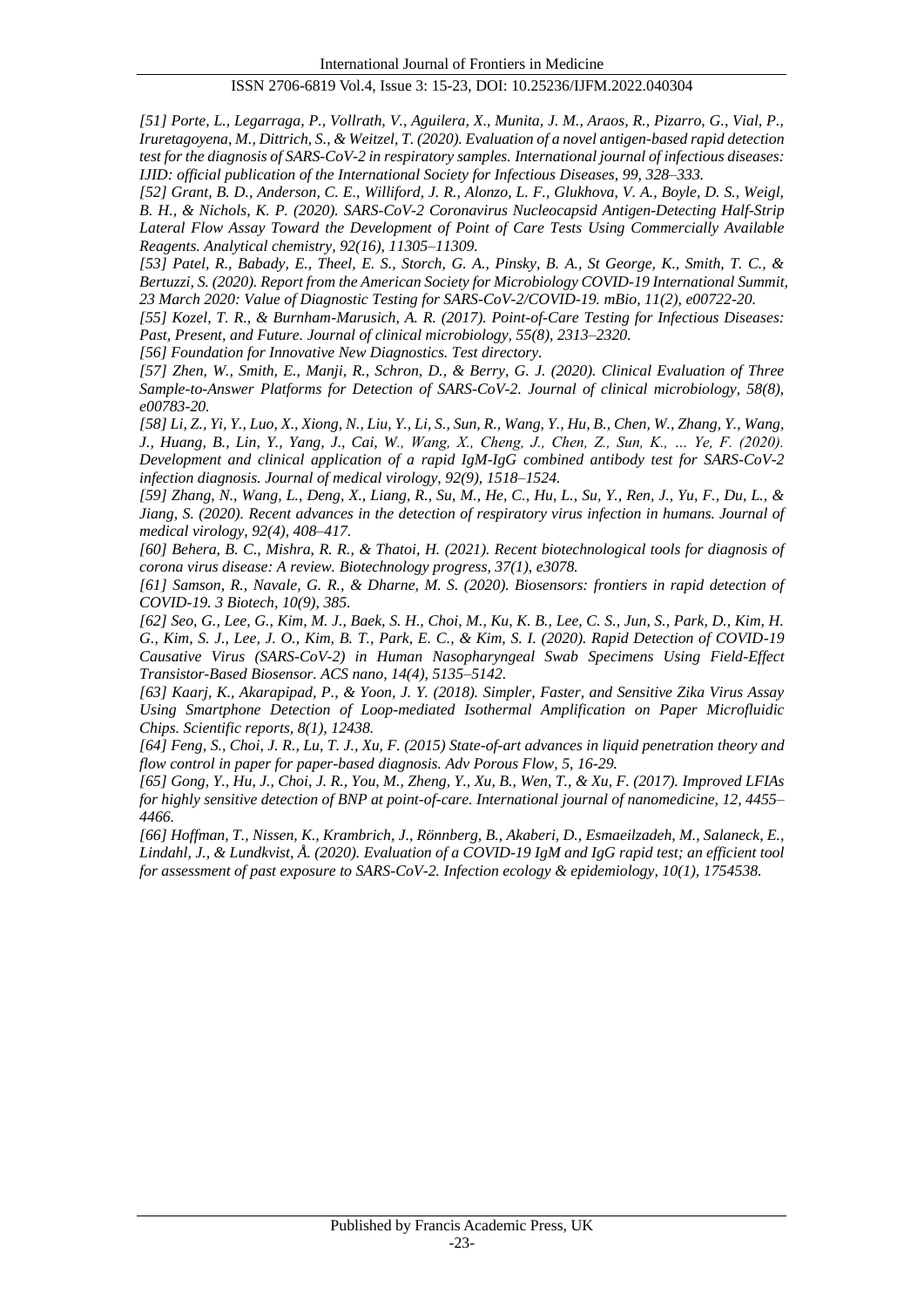*[51] Porte, L., Legarraga, P., Vollrath, V., Aguilera, X., Munita, J. M., Araos, R., Pizarro, G., Vial, P., Iruretagoyena, M., Dittrich, S., & Weitzel, T. (2020). Evaluation of a novel antigen-based rapid detection test for the diagnosis of SARS-CoV-2 in respiratory samples. International journal of infectious diseases: IJID: official publication of the International Society for Infectious Diseases, 99, 328–333.*

*[52] Grant, B. D., Anderson, C. E., Williford, J. R., Alonzo, L. F., Glukhova, V. A., Boyle, D. S., Weigl, B. H., & Nichols, K. P. (2020). SARS-CoV-2 Coronavirus Nucleocapsid Antigen-Detecting Half-Strip Lateral Flow Assay Toward the Development of Point of Care Tests Using Commercially Available Reagents. Analytical chemistry, 92(16), 11305–11309.*

*[53] Patel, R., Babady, E., Theel, E. S., Storch, G. A., Pinsky, B. A., St George, K., Smith, T. C., & Bertuzzi, S. (2020). Report from the American Society for Microbiology COVID-19 International Summit, 23 March 2020: Value of Diagnostic Testing for SARS-CoV-2/COVID-19. mBio, 11(2), e00722-20.*

*[55] Kozel, T. R., & Burnham-Marusich, A. R. (2017). Point-of-Care Testing for Infectious Diseases: Past, Present, and Future. Journal of clinical microbiology, 55(8), 2313–2320.*

*[56] Foundation for Innovative New Diagnostics. Test directory.*

*[57] Zhen, W., Smith, E., Manji, R., Schron, D., & Berry, G. J. (2020). Clinical Evaluation of Three Sample-to-Answer Platforms for Detection of SARS-CoV-2. Journal of clinical microbiology, 58(8), e00783-20.*

*[58] Li, Z., Yi, Y., Luo, X., Xiong, N., Liu, Y., Li, S., Sun, R., Wang, Y., Hu, B., Chen, W., Zhang, Y., Wang, J., Huang, B., Lin, Y., Yang, J., Cai, W., Wang, X., Cheng, J., Chen, Z., Sun, K., … Ye, F. (2020). Development and clinical application of a rapid IgM-IgG combined antibody test for SARS-CoV-2 infection diagnosis. Journal of medical virology, 92(9), 1518–1524.*

*[59] Zhang, N., Wang, L., Deng, X., Liang, R., Su, M., He, C., Hu, L., Su, Y., Ren, J., Yu, F., Du, L., & Jiang, S. (2020). Recent advances in the detection of respiratory virus infection in humans. Journal of medical virology, 92(4), 408–417.*

*[60] Behera, B. C., Mishra, R. R., & Thatoi, H. (2021). Recent biotechnological tools for diagnosis of corona virus disease: A review. Biotechnology progress, 37(1), e3078.*

*[61] Samson, R., Navale, G. R., & Dharne, M. S. (2020). Biosensors: frontiers in rapid detection of COVID-19. 3 Biotech, 10(9), 385.*

*[62] Seo, G., Lee, G., Kim, M. J., Baek, S. H., Choi, M., Ku, K. B., Lee, C. S., Jun, S., Park, D., Kim, H. G., Kim, S. J., Lee, J. O., Kim, B. T., Park, E. C., & Kim, S. I. (2020). Rapid Detection of COVID-19 Causative Virus (SARS-CoV-2) in Human Nasopharyngeal Swab Specimens Using Field-Effect Transistor-Based Biosensor. ACS nano, 14(4), 5135–5142.*

*[63] Kaarj, K., Akarapipad, P., & Yoon, J. Y. (2018). Simpler, Faster, and Sensitive Zika Virus Assay Using Smartphone Detection of Loop-mediated Isothermal Amplification on Paper Microfluidic Chips. Scientific reports, 8(1), 12438.*

*[64] Feng, S., Choi, J. R., Lu, T. J., Xu, F. (2015) State-of-art advances in liquid penetration theory and flow control in paper for paper-based diagnosis. Adv Porous Flow, 5, 16-29.*

*[65] Gong, Y., Hu, J., Choi, J. R., You, M., Zheng, Y., Xu, B., Wen, T., & Xu, F. (2017). Improved LFIAs for highly sensitive detection of BNP at point-of-care. International journal of nanomedicine, 12, 4455–4466.*

*[66] Hoffman, T., Nissen, K., Krambrich, J., Rönnberg, B., Akaberi, D., Esmaeilzadeh, M., Salaneck, E., Lindahl, J., & Lundkvist, Å. (2020). Evaluation of a COVID-19 IgM and IgG rapid test; an efficient tool for assessment of past exposure to SARS-CoV-2. Infection ecology & epidemiology, 10(1), 1754538.*